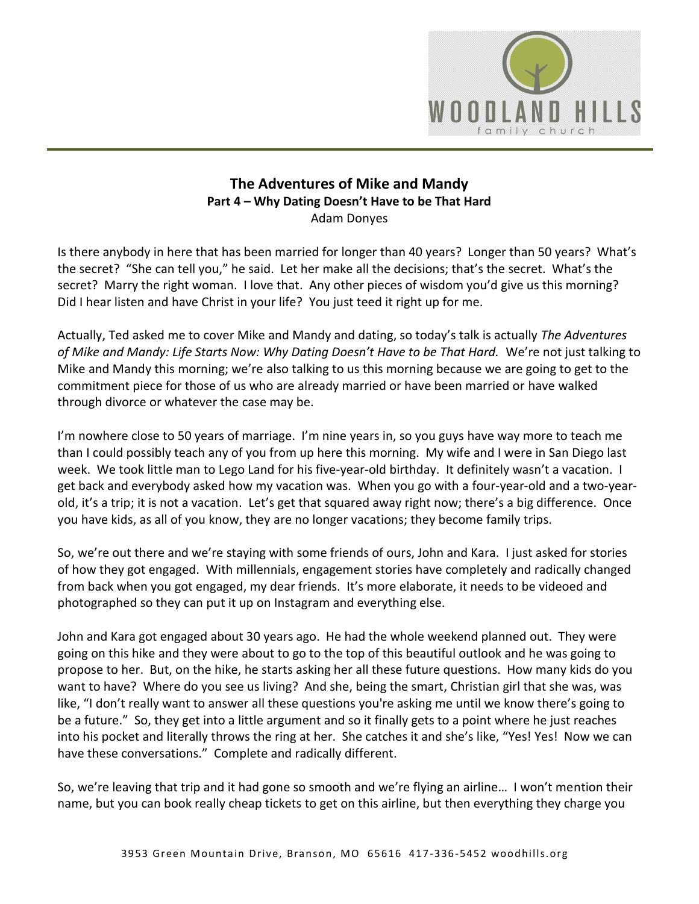# The Adventures of Mike and Mandy

## Part 4 – Why Dating Doesn't Have to be That Hard

Adam Donyes

Is there anybody in here that has been married for longer than 40 years? Longer than 50 years? What's the secret? "She can tell you," he said. Let her make all the decisions; that's the secret. What's the secret? Marry the right woman. I love that. Any other pieces of wisdom you'd give us this morning? Did I hear listen and have Christ in your life? You just teed it right up for me.

Actually, Ted asked me to cover Mike and Mandy and dating, so today's talk is actually *The Adventures of Mike and Mandy: Life Starts Now: Why Dating Doesn't Have to be That Hard.* We're not just talking to Mike and Mandy this morning; we're also talking to us this morning because we are going to get to the commitment piece for those of us who are already married or have been married or have walked through divorce or whatever the case may be.

I'm nowhere close to 50 years of marriage. I'm nine years in, so you guys have way more to teach me than I could possibly teach any of you from up here this morning. My wife and I were in San Diego last week. We took little man to Lego Land for his five-year-old birthday. It definitely wasn't a vacation. I get back and everybody asked how my vacation was. When you go with a four-year-old and a two-year-old, it's a trip; it is not a vacation. Let's get that squared away right now; there's a big difference. Once you have kids, as all of you know, they are no longer vacations; they become family trips.

So, we're out there and we're staying with some friends of ours, John and Kara. I just asked for stories of how they got engaged. With millennials, engagement stories have completely and radically changed from back when you got engaged, my dear friends. It's more elaborate, it needs to be videoed and photographed so they can put it up on Instagram and everything else.

John and Kara got engaged about 30 years ago. He had the whole weekend planned out. They were going on this hike and they were about to go to the top of this beautiful outlook and he was going to propose to her. But, on the hike, he starts asking her all these future questions. How many kids do you want to have? Where do you see us living? And she, being the smart, Christian girl that she was, was like, "I don't really want to answer all these questions you're asking me until we know there's going to be a future." So, they get into a little argument and so it finally gets to a point where he just reaches into his pocket and literally throws the ring at her. She catches it and she's like, "Yes! Yes! Now we can have these conversations." Complete and radically different.

So, we're leaving that trip and it had gone so smooth and we're flying an airline… I won't mention their name, but you can book really cheap tickets to get on this airline, but then everything they charge you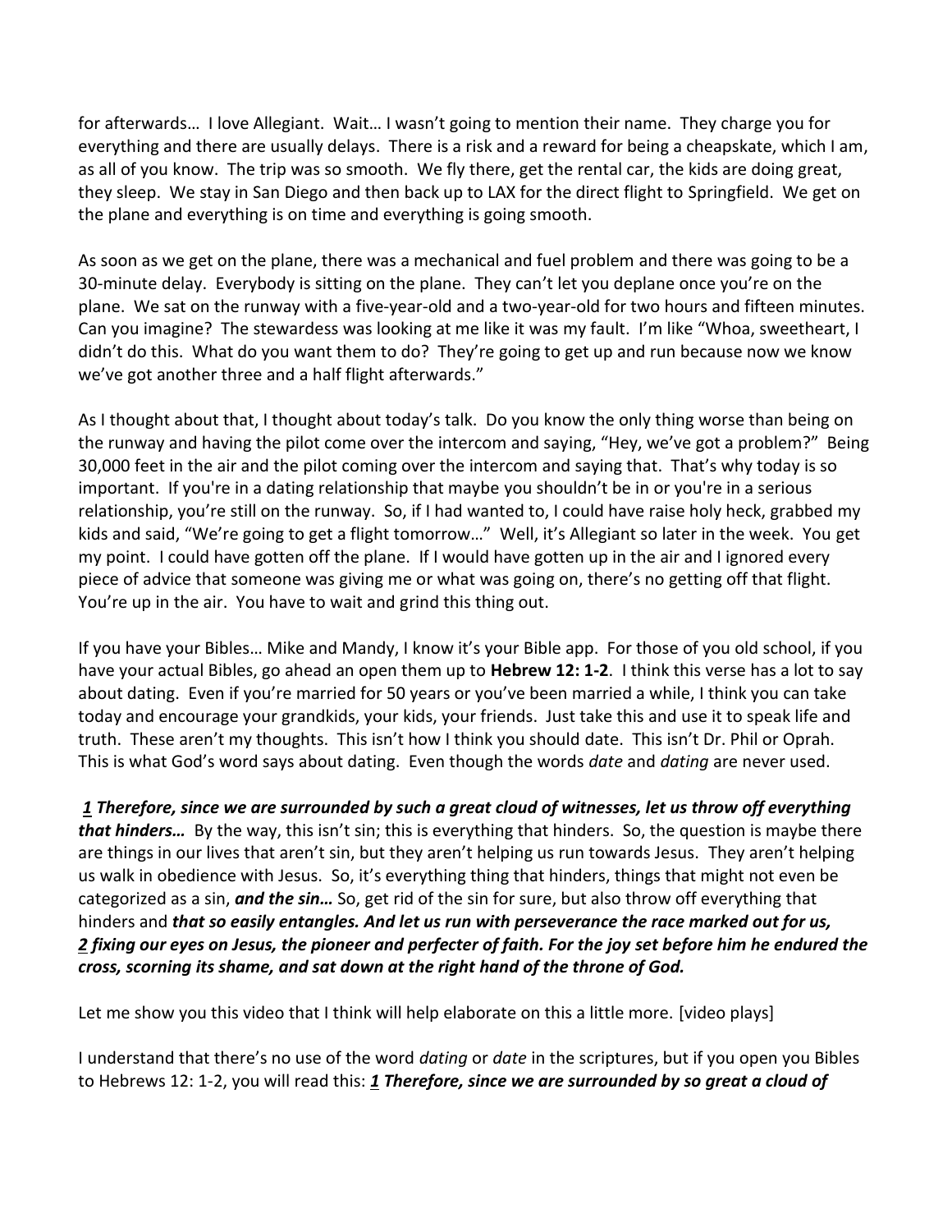for afterwards… I love Allegiant. Wait… I wasn't going to mention their name. They charge you for everything and there are usually delays. There is a risk and a reward for being a cheapskate, which I am, as all of you know. The trip was so smooth. We fly there, get the rental car, the kids are doing great, they sleep. We stay in San Diego and then back up to LAX for the direct flight to Springfield. We get on the plane and everything is on time and everything is going smooth.

As soon as we get on the plane, there was a mechanical and fuel problem and there was going to be a 30-minute delay. Everybody is sitting on the plane. They can't let you deplane once you're on the plane. We sat on the runway with a five-year-old and a two-year-old for two hours and fifteen minutes. Can you imagine? The stewardess was looking at me like it was my fault. I'm like "Whoa, sweetheart, I didn't do this. What do you want them to do? They're going to get up and run because now we know we've got another three and a half flight afterwards."

As I thought about that, I thought about today's talk. Do you know the only thing worse than being on the runway and having the pilot come over the intercom and saying, "Hey, we've got a problem?" Being 30,000 feet in the air and the pilot coming over the intercom and saying that. That's why today is so important. If you're in a dating relationship that maybe you shouldn't be in or you're in a serious relationship, you're still on the runway. So, if I had wanted to, I could have raise holy heck, grabbed my kids and said, "We're going to get a flight tomorrow…" Well, it's Allegiant so later in the week. You get my point. I could have gotten off the plane. If I would have gotten up in the air and I ignored every piece of advice that someone was giving me or what was going on, there's no getting off that flight. You're up in the air. You have to wait and grind this thing out.

If you have your Bibles… Mike and Mandy, I know it's your Bible app. For those of you old school, if you have your actual Bibles, go ahead an open them up to **Hebrew 12: 1-2**. I think this verse has a lot to say about dating. Even if you're married for 50 years or you've been married a while, I think you can take today and encourage your grandkids, your kids, your friends. Just take this and use it to speak life and truth. These aren't my thoughts. This isn't how I think you should date. This isn't Dr. Phil or Oprah. This is what God's word says about dating. Even though the words *date* and *dating* are never used.

***1 Therefore, since we are surrounded by such a great cloud of witnesses, let us throw off everything that hinders…*** By the way, this isn't sin; this is everything that hinders. So, the question is maybe there are things in our lives that aren't sin, but they aren't helping us run towards Jesus. They aren't helping us walk in obedience with Jesus. So, it's everything thing that hinders, things that might not even be categorized as a sin, ***and the sin…*** So, get rid of the sin for sure, but also throw off everything that hinders and ***that so easily entangles. And let us run with perseverance the race marked out for us, 2 fixing our eyes on Jesus, the pioneer and perfecter of faith. For the joy set before him he endured the cross, scorning its shame, and sat down at the right hand of the throne of God.***

Let me show you this video that I think will help elaborate on this a little more. [video plays]

I understand that there's no use of the word *dating* or *date* in the scriptures, but if you open you Bibles to Hebrews 12: 1-2, you will read this: ***1 Therefore, since we are surrounded by so great a cloud of***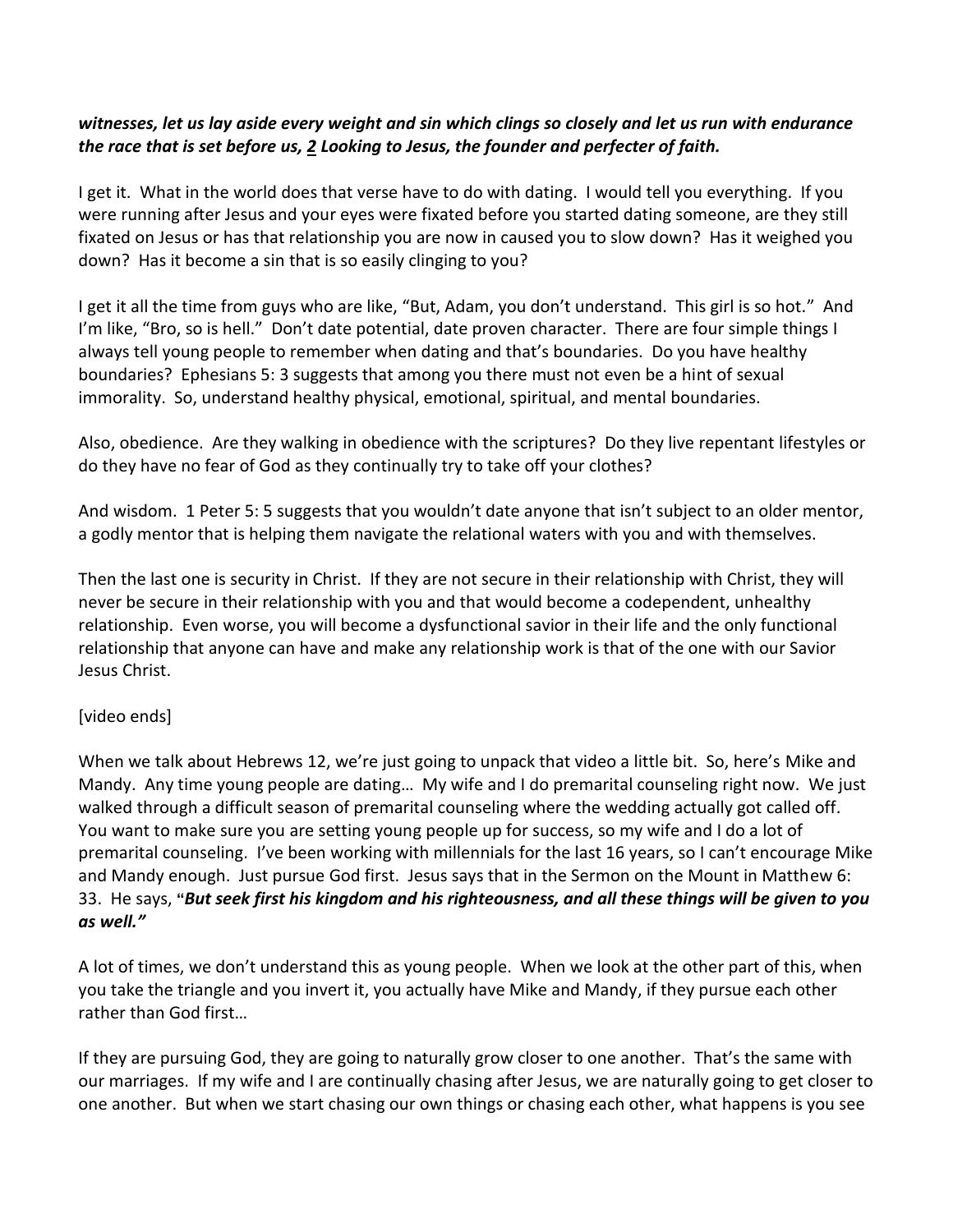***witnesses, let us lay aside every weight and sin which clings so closely and let us run with endurance the race that is set before us, 2 Looking to Jesus, the founder and perfecter of faith.***

I get it. What in the world does that verse have to do with dating. I would tell you everything. If you were running after Jesus and your eyes were fixated before you started dating someone, are they still fixated on Jesus or has that relationship you are now in caused you to slow down? Has it weighed you down? Has it become a sin that is so easily clinging to you?

I get it all the time from guys who are like, "But, Adam, you don't understand. This girl is so hot." And I'm like, "Bro, so is hell." Don't date potential, date proven character. There are four simple things I always tell young people to remember when dating and that's boundaries. Do you have healthy boundaries? Ephesians 5: 3 suggests that among you there must not even be a hint of sexual immorality. So, understand healthy physical, emotional, spiritual, and mental boundaries.

Also, obedience. Are they walking in obedience with the scriptures? Do they live repentant lifestyles or do they have no fear of God as they continually try to take off your clothes?

And wisdom. 1 Peter 5: 5 suggests that you wouldn't date anyone that isn't subject to an older mentor, a godly mentor that is helping them navigate the relational waters with you and with themselves.

Then the last one is security in Christ. If they are not secure in their relationship with Christ, they will never be secure in their relationship with you and that would become a codependent, unhealthy relationship. Even worse, you will become a dysfunctional savior in their life and the only functional relationship that anyone can have and make any relationship work is that of the one with our Savior Jesus Christ.

[video ends]

When we talk about Hebrews 12, we're just going to unpack that video a little bit. So, here's Mike and Mandy. Any time young people are dating… My wife and I do premarital counseling right now. We just walked through a difficult season of premarital counseling where the wedding actually got called off. You want to make sure you are setting young people up for success, so my wife and I do a lot of premarital counseling. I've been working with millennials for the last 16 years, so I can't encourage Mike and Mandy enough. Just pursue God first. Jesus says that in the Sermon on the Mount in Matthew 6: 33. He says, "***But seek first his kingdom and his righteousness, and all these things will be given to you as well."***

A lot of times, we don't understand this as young people. When we look at the other part of this, when you take the triangle and you invert it, you actually have Mike and Mandy, if they pursue each other rather than God first…

If they are pursuing God, they are going to naturally grow closer to one another. That's the same with our marriages. If my wife and I are continually chasing after Jesus, we are naturally going to get closer to one another. But when we start chasing our own things or chasing each other, what happens is you see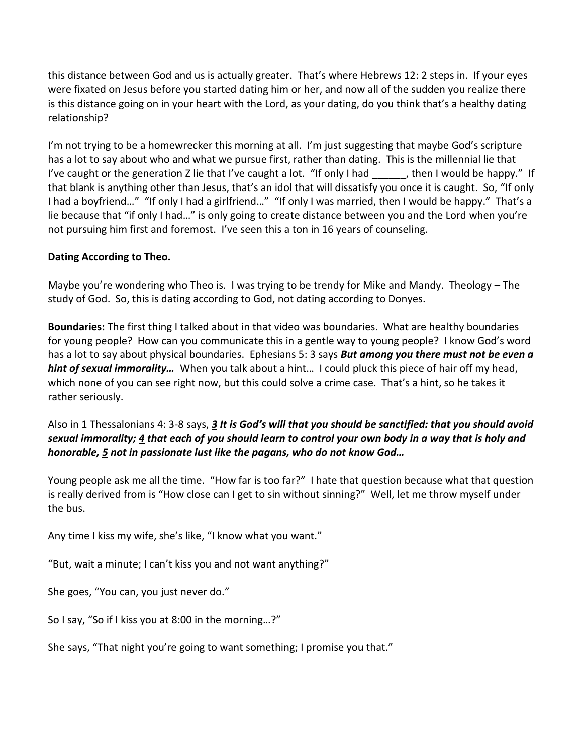this distance between God and us is actually greater. That's where Hebrews 12: 2 steps in. If your eyes were fixated on Jesus before you started dating him or her, and now all of the sudden you realize there is this distance going on in your heart with the Lord, as your dating, do you think that's a healthy dating relationship?

I'm not trying to be a homewrecker this morning at all. I'm just suggesting that maybe God's scripture has a lot to say about who and what we pursue first, rather than dating. This is the millennial lie that I've caught or the generation Z lie that I've caught a lot. "If only I had ______, then I would be happy." If that blank is anything other than Jesus, that's an idol that will dissatisfy you once it is caught. So, "If only I had a boyfriend…" "If only I had a girlfriend…" "If only I was married, then I would be happy." That's a lie because that "if only I had…" is only going to create distance between you and the Lord when you're not pursuing him first and foremost. I've seen this a ton in 16 years of counseling.

**Dating According to Theo.**

Maybe you're wondering who Theo is. I was trying to be trendy for Mike and Mandy. Theology – The study of God. So, this is dating according to God, not dating according to Donyes.

**Boundaries:** The first thing I talked about in that video was boundaries. What are healthy boundaries for young people? How can you communicate this in a gentle way to young people? I know God's word has a lot to say about physical boundaries. Ephesians 5: 3 says ***But among you there must not be even a hint of sexual immorality…*** When you talk about a hint… I could pluck this piece of hair off my head, which none of you can see right now, but this could solve a crime case. That's a hint, so he takes it rather seriously.

Also in 1 Thessalonians 4: 3-8 says, ***3 It is God's will that you should be sanctified: that you should avoid sexual immorality; 4 that each of you should learn to control your own body in a way that is holy and honorable, 5 not in passionate lust like the pagans, who do not know God…***

Young people ask me all the time. "How far is too far?" I hate that question because what that question is really derived from is "How close can I get to sin without sinning?" Well, let me throw myself under the bus.

Any time I kiss my wife, she's like, "I know what you want."

"But, wait a minute; I can't kiss you and not want anything?"

She goes, "You can, you just never do."

So I say, "So if I kiss you at 8:00 in the morning…?"

She says, "That night you're going to want something; I promise you that."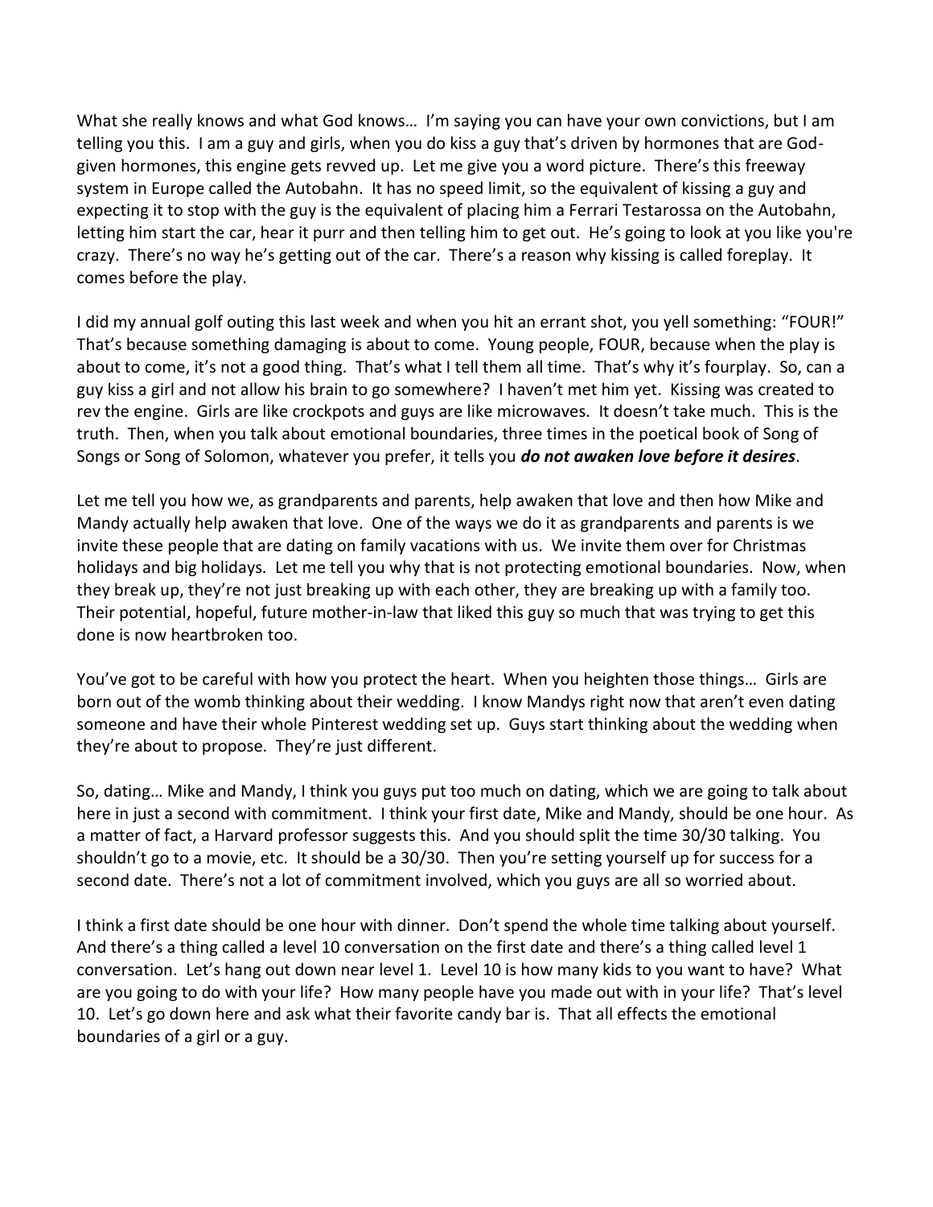What she really knows and what God knows… I'm saying you can have your own convictions, but I am telling you this. I am a guy and girls, when you do kiss a guy that's driven by hormones that are God-given hormones, this engine gets revved up. Let me give you a word picture. There's this freeway system in Europe called the Autobahn. It has no speed limit, so the equivalent of kissing a guy and expecting it to stop with the guy is the equivalent of placing him a Ferrari Testarossa on the Autobahn, letting him start the car, hear it purr and then telling him to get out. He's going to look at you like you're crazy. There's no way he's getting out of the car. There's a reason why kissing is called foreplay. It comes before the play.

I did my annual golf outing this last week and when you hit an errant shot, you yell something: "FOUR!" That's because something damaging is about to come. Young people, FOUR, because when the play is about to come, it's not a good thing. That's what I tell them all time. That's why it's fourplay. So, can a guy kiss a girl and not allow his brain to go somewhere? I haven't met him yet. Kissing was created to rev the engine. Girls are like crockpots and guys are like microwaves. It doesn't take much. This is the truth. Then, when you talk about emotional boundaries, three times in the poetical book of Song of Songs or Song of Solomon, whatever you prefer, it tells you ***do not awaken love before it desires***.

Let me tell you how we, as grandparents and parents, help awaken that love and then how Mike and Mandy actually help awaken that love. One of the ways we do it as grandparents and parents is we invite these people that are dating on family vacations with us. We invite them over for Christmas holidays and big holidays. Let me tell you why that is not protecting emotional boundaries. Now, when they break up, they're not just breaking up with each other, they are breaking up with a family too. Their potential, hopeful, future mother-in-law that liked this guy so much that was trying to get this done is now heartbroken too.

You've got to be careful with how you protect the heart. When you heighten those things… Girls are born out of the womb thinking about their wedding. I know Mandys right now that aren't even dating someone and have their whole Pinterest wedding set up. Guys start thinking about the wedding when they're about to propose. They're just different.

So, dating… Mike and Mandy, I think you guys put too much on dating, which we are going to talk about here in just a second with commitment. I think your first date, Mike and Mandy, should be one hour. As a matter of fact, a Harvard professor suggests this. And you should split the time 30/30 talking. You shouldn't go to a movie, etc. It should be a 30/30. Then you're setting yourself up for success for a second date. There's not a lot of commitment involved, which you guys are all so worried about.

I think a first date should be one hour with dinner. Don't spend the whole time talking about yourself. And there's a thing called a level 10 conversation on the first date and there's a thing called level 1 conversation. Let's hang out down near level 1. Level 10 is how many kids to you want to have? What are you going to do with your life? How many people have you made out with in your life? That's level 10. Let's go down here and ask what their favorite candy bar is. That all effects the emotional boundaries of a girl or a guy.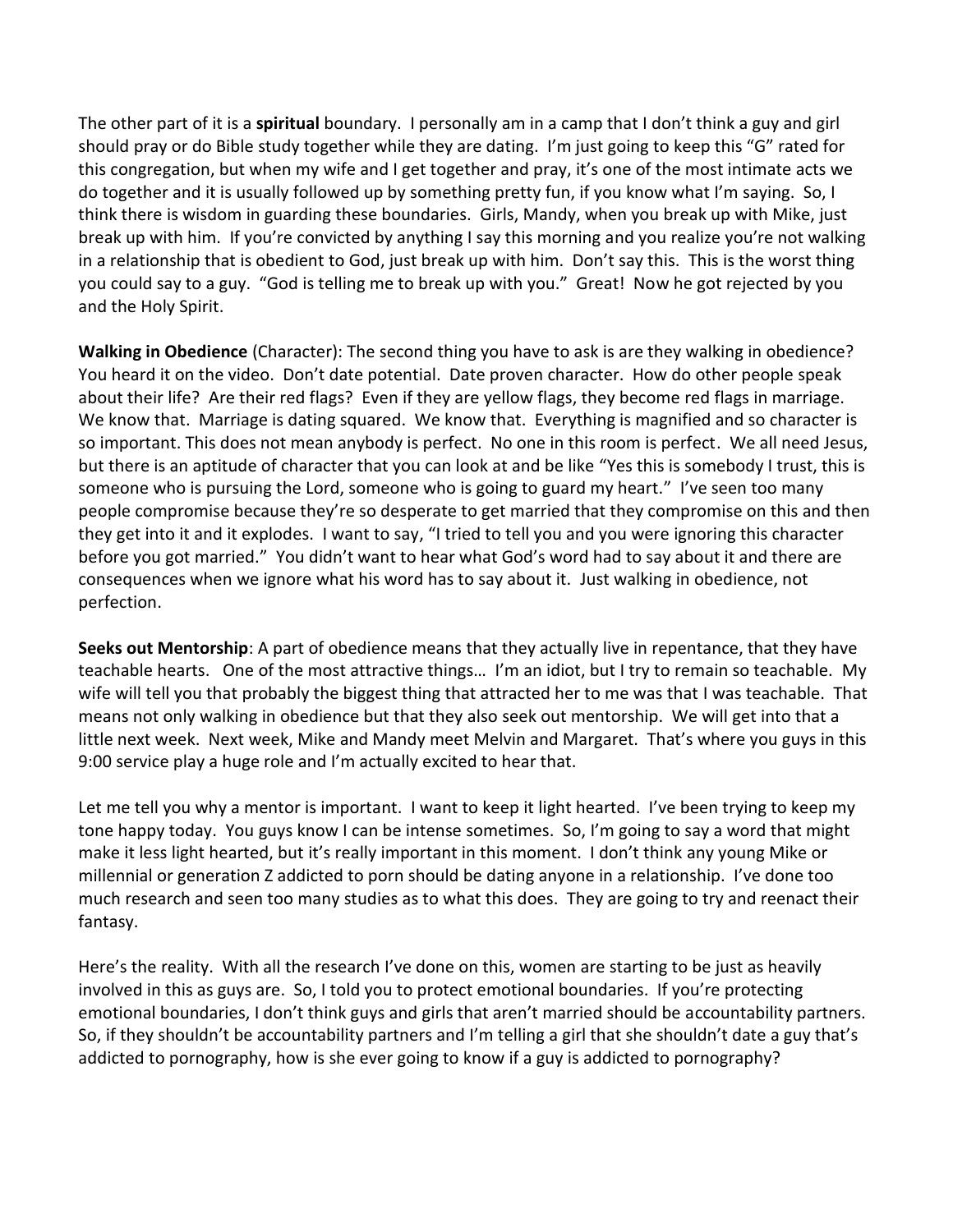The other part of it is a **spiritual** boundary. I personally am in a camp that I don't think a guy and girl should pray or do Bible study together while they are dating. I'm just going to keep this "G" rated for this congregation, but when my wife and I get together and pray, it's one of the most intimate acts we do together and it is usually followed up by something pretty fun, if you know what I'm saying. So, I think there is wisdom in guarding these boundaries. Girls, Mandy, when you break up with Mike, just break up with him. If you're convicted by anything I say this morning and you realize you're not walking in a relationship that is obedient to God, just break up with him. Don't say this. This is the worst thing you could say to a guy. "God is telling me to break up with you." Great! Now he got rejected by you and the Holy Spirit.

**Walking in Obedience** (Character): The second thing you have to ask is are they walking in obedience? You heard it on the video. Don't date potential. Date proven character. How do other people speak about their life? Are their red flags? Even if they are yellow flags, they become red flags in marriage. We know that. Marriage is dating squared. We know that. Everything is magnified and so character is so important. This does not mean anybody is perfect. No one in this room is perfect. We all need Jesus, but there is an aptitude of character that you can look at and be like "Yes this is somebody I trust, this is someone who is pursuing the Lord, someone who is going to guard my heart." I've seen too many people compromise because they're so desperate to get married that they compromise on this and then they get into it and it explodes. I want to say, "I tried to tell you and you were ignoring this character before you got married." You didn't want to hear what God's word had to say about it and there are consequences when we ignore what his word has to say about it. Just walking in obedience, not perfection.

**Seeks out Mentorship**: A part of obedience means that they actually live in repentance, that they have teachable hearts. One of the most attractive things… I'm an idiot, but I try to remain so teachable. My wife will tell you that probably the biggest thing that attracted her to me was that I was teachable. That means not only walking in obedience but that they also seek out mentorship. We will get into that a little next week. Next week, Mike and Mandy meet Melvin and Margaret. That's where you guys in this 9:00 service play a huge role and I'm actually excited to hear that.

Let me tell you why a mentor is important. I want to keep it light hearted. I've been trying to keep my tone happy today. You guys know I can be intense sometimes. So, I'm going to say a word that might make it less light hearted, but it's really important in this moment. I don't think any young Mike or millennial or generation Z addicted to porn should be dating anyone in a relationship. I've done too much research and seen too many studies as to what this does. They are going to try and reenact their fantasy.

Here's the reality. With all the research I've done on this, women are starting to be just as heavily involved in this as guys are. So, I told you to protect emotional boundaries. If you're protecting emotional boundaries, I don't think guys and girls that aren't married should be accountability partners. So, if they shouldn't be accountability partners and I'm telling a girl that she shouldn't date a guy that's addicted to pornography, how is she ever going to know if a guy is addicted to pornography?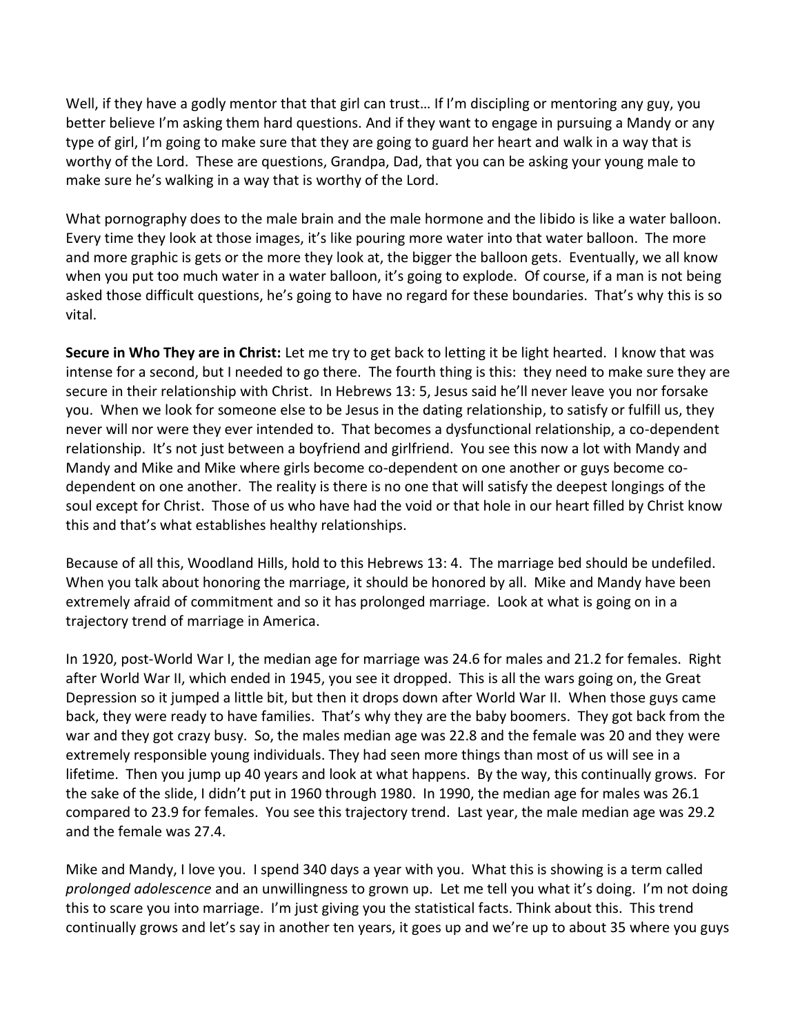Well, if they have a godly mentor that that girl can trust… If I'm discipling or mentoring any guy, you better believe I'm asking them hard questions. And if they want to engage in pursuing a Mandy or any type of girl, I'm going to make sure that they are going to guard her heart and walk in a way that is worthy of the Lord. These are questions, Grandpa, Dad, that you can be asking your young male to make sure he's walking in a way that is worthy of the Lord.

What pornography does to the male brain and the male hormone and the libido is like a water balloon. Every time they look at those images, it's like pouring more water into that water balloon. The more and more graphic is gets or the more they look at, the bigger the balloon gets. Eventually, we all know when you put too much water in a water balloon, it's going to explode. Of course, if a man is not being asked those difficult questions, he's going to have no regard for these boundaries. That's why this is so vital.

**Secure in Who They are in Christ:** Let me try to get back to letting it be light hearted. I know that was intense for a second, but I needed to go there. The fourth thing is this: they need to make sure they are secure in their relationship with Christ. In Hebrews 13: 5, Jesus said he'll never leave you nor forsake you. When we look for someone else to be Jesus in the dating relationship, to satisfy or fulfill us, they never will nor were they ever intended to. That becomes a dysfunctional relationship, a co-dependent relationship. It's not just between a boyfriend and girlfriend. You see this now a lot with Mandy and Mandy and Mike and Mike where girls become co-dependent on one another or guys become co-dependent on one another. The reality is there is no one that will satisfy the deepest longings of the soul except for Christ. Those of us who have had the void or that hole in our heart filled by Christ know this and that's what establishes healthy relationships.

Because of all this, Woodland Hills, hold to this Hebrews 13: 4. The marriage bed should be undefiled. When you talk about honoring the marriage, it should be honored by all. Mike and Mandy have been extremely afraid of commitment and so it has prolonged marriage. Look at what is going on in a trajectory trend of marriage in America.

In 1920, post-World War I, the median age for marriage was 24.6 for males and 21.2 for females. Right after World War II, which ended in 1945, you see it dropped. This is all the wars going on, the Great Depression so it jumped a little bit, but then it drops down after World War II. When those guys came back, they were ready to have families. That's why they are the baby boomers. They got back from the war and they got crazy busy. So, the males median age was 22.8 and the female was 20 and they were extremely responsible young individuals. They had seen more things than most of us will see in a lifetime. Then you jump up 40 years and look at what happens. By the way, this continually grows. For the sake of the slide, I didn't put in 1960 through 1980. In 1990, the median age for males was 26.1 compared to 23.9 for females. You see this trajectory trend. Last year, the male median age was 29.2 and the female was 27.4.

Mike and Mandy, I love you. I spend 340 days a year with you. What this is showing is a term called *prolonged adolescence* and an unwillingness to grown up. Let me tell you what it's doing. I'm not doing this to scare you into marriage. I'm just giving you the statistical facts. Think about this. This trend continually grows and let's say in another ten years, it goes up and we're up to about 35 where you guys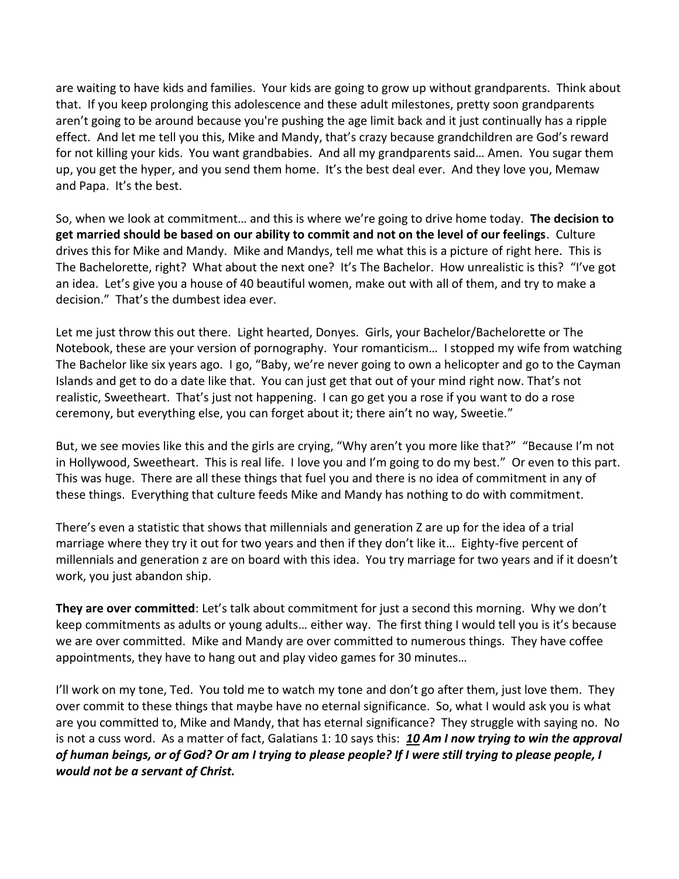are waiting to have kids and families. Your kids are going to grow up without grandparents. Think about that. If you keep prolonging this adolescence and these adult milestones, pretty soon grandparents aren't going to be around because you're pushing the age limit back and it just continually has a ripple effect. And let me tell you this, Mike and Mandy, that's crazy because grandchildren are God's reward for not killing your kids. You want grandbabies. And all my grandparents said… Amen. You sugar them up, you get the hyper, and you send them home. It's the best deal ever. And they love you, Memaw and Papa. It's the best.

So, when we look at commitment… and this is where we're going to drive home today. **The decision to get married should be based on our ability to commit and not on the level of our feelings**. Culture drives this for Mike and Mandy. Mike and Mandys, tell me what this is a picture of right here. This is The Bachelorette, right? What about the next one? It's The Bachelor. How unrealistic is this? "I've got an idea. Let's give you a house of 40 beautiful women, make out with all of them, and try to make a decision." That's the dumbest idea ever.

Let me just throw this out there. Light hearted, Donyes. Girls, your Bachelor/Bachelorette or The Notebook, these are your version of pornography. Your romanticism… I stopped my wife from watching The Bachelor like six years ago. I go, "Baby, we're never going to own a helicopter and go to the Cayman Islands and get to do a date like that. You can just get that out of your mind right now. That's not realistic, Sweetheart. That's just not happening. I can go get you a rose if you want to do a rose ceremony, but everything else, you can forget about it; there ain't no way, Sweetie."

But, we see movies like this and the girls are crying, "Why aren't you more like that?" "Because I'm not in Hollywood, Sweetheart. This is real life. I love you and I'm going to do my best." Or even to this part. This was huge. There are all these things that fuel you and there is no idea of commitment in any of these things. Everything that culture feeds Mike and Mandy has nothing to do with commitment.

There's even a statistic that shows that millennials and generation Z are up for the idea of a trial marriage where they try it out for two years and then if they don't like it… Eighty-five percent of millennials and generation z are on board with this idea. You try marriage for two years and if it doesn't work, you just abandon ship.

**They are over committed**: Let's talk about commitment for just a second this morning. Why we don't keep commitments as adults or young adults… either way. The first thing I would tell you is it's because we are over committed. Mike and Mandy are over committed to numerous things. They have coffee appointments, they have to hang out and play video games for 30 minutes…

I'll work on my tone, Ted. You told me to watch my tone and don't go after them, just love them. They over commit to these things that maybe have no eternal significance. So, what I would ask you is what are you committed to, Mike and Mandy, that has eternal significance? They struggle with saying no. No is not a cuss word. As a matter of fact, Galatians 1: 10 says this: ***<u>10</u> Am I now trying to win the approval of human beings, or of God? Or am I trying to please people? If I were still trying to please people, I would not be a servant of Christ.***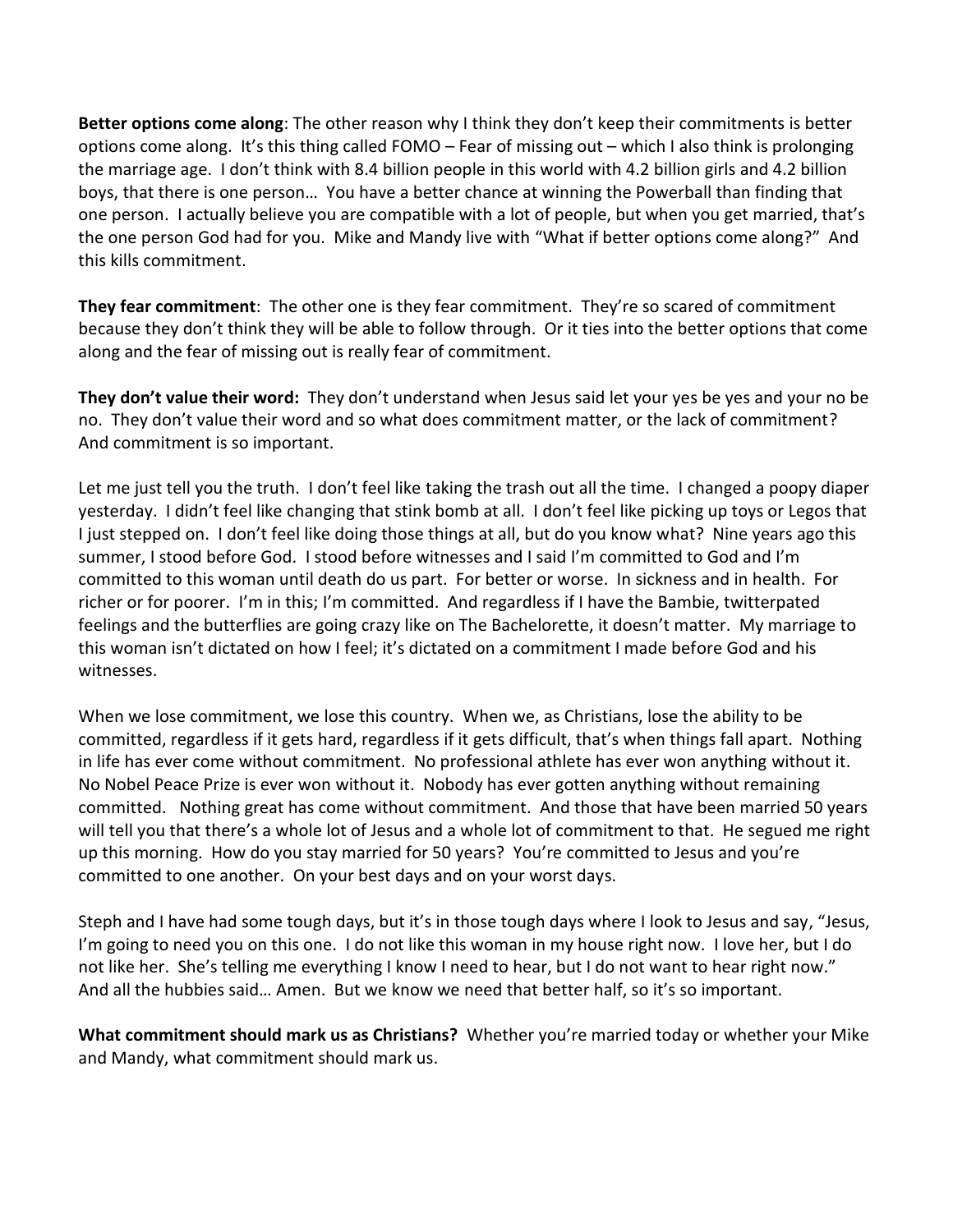**Better options come along**: The other reason why I think they don't keep their commitments is better options come along. It's this thing called FOMO – Fear of missing out – which I also think is prolonging the marriage age. I don't think with 8.4 billion people in this world with 4.2 billion girls and 4.2 billion boys, that there is one person… You have a better chance at winning the Powerball than finding that one person. I actually believe you are compatible with a lot of people, but when you get married, that's the one person God had for you. Mike and Mandy live with "What if better options come along?" And this kills commitment.

**They fear commitment**: The other one is they fear commitment. They're so scared of commitment because they don't think they will be able to follow through. Or it ties into the better options that come along and the fear of missing out is really fear of commitment.

**They don't value their word:** They don't understand when Jesus said let your yes be yes and your no be no. They don't value their word and so what does commitment matter, or the lack of commitment? And commitment is so important.

Let me just tell you the truth. I don't feel like taking the trash out all the time. I changed a poopy diaper yesterday. I didn't feel like changing that stink bomb at all. I don't feel like picking up toys or Legos that I just stepped on. I don't feel like doing those things at all, but do you know what? Nine years ago this summer, I stood before God. I stood before witnesses and I said I'm committed to God and I'm committed to this woman until death do us part. For better or worse. In sickness and in health. For richer or for poorer. I'm in this; I'm committed. And regardless if I have the Bambie, twitterpated feelings and the butterflies are going crazy like on The Bachelorette, it doesn't matter. My marriage to this woman isn't dictated on how I feel; it's dictated on a commitment I made before God and his witnesses.

When we lose commitment, we lose this country. When we, as Christians, lose the ability to be committed, regardless if it gets hard, regardless if it gets difficult, that's when things fall apart. Nothing in life has ever come without commitment. No professional athlete has ever won anything without it. No Nobel Peace Prize is ever won without it. Nobody has ever gotten anything without remaining committed. Nothing great has come without commitment. And those that have been married 50 years will tell you that there's a whole lot of Jesus and a whole lot of commitment to that. He segued me right up this morning. How do you stay married for 50 years? You're committed to Jesus and you're committed to one another. On your best days and on your worst days.

Steph and I have had some tough days, but it's in those tough days where I look to Jesus and say, "Jesus, I'm going to need you on this one. I do not like this woman in my house right now. I love her, but I do not like her. She's telling me everything I know I need to hear, but I do not want to hear right now." And all the hubbies said… Amen. But we know we need that better half, so it's so important.

**What commitment should mark us as Christians?** Whether you're married today or whether your Mike and Mandy, what commitment should mark us.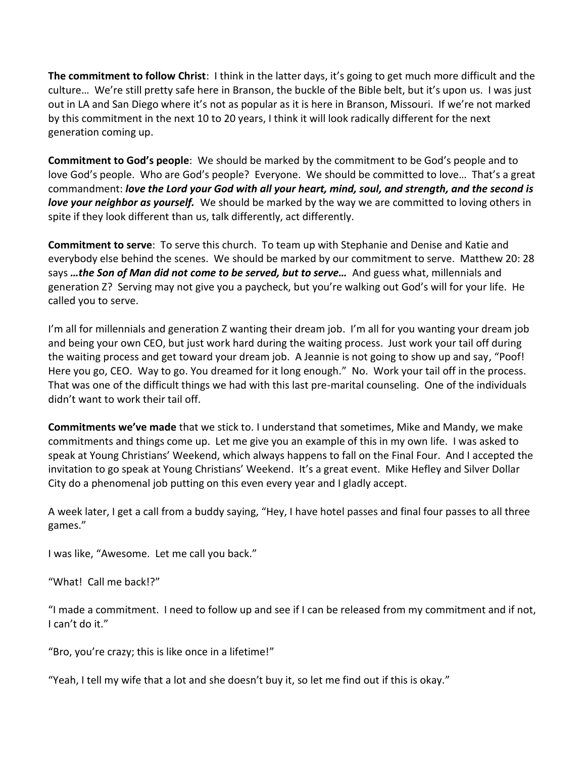**The commitment to follow Christ**: I think in the latter days, it's going to get much more difficult and the culture… We're still pretty safe here in Branson, the buckle of the Bible belt, but it's upon us. I was just out in LA and San Diego where it's not as popular as it is here in Branson, Missouri. If we're not marked by this commitment in the next 10 to 20 years, I think it will look radically different for the next generation coming up.

**Commitment to God's people**: We should be marked by the commitment to be God's people and to love God's people. Who are God's people? Everyone. We should be committed to love… That's a great commandment: ***love the Lord your God with all your heart, mind, soul, and strength, and the second is love your neighbor as yourself.*** We should be marked by the way we are committed to loving others in spite if they look different than us, talk differently, act differently.

**Commitment to serve**: To serve this church. To team up with Stephanie and Denise and Katie and everybody else behind the scenes. We should be marked by our commitment to serve. Matthew 20: 28 says ***…the Son of Man did not come to be served, but to serve…*** And guess what, millennials and generation Z? Serving may not give you a paycheck, but you're walking out God's will for your life. He called you to serve.

I'm all for millennials and generation Z wanting their dream job. I'm all for you wanting your dream job and being your own CEO, but just work hard during the waiting process. Just work your tail off during the waiting process and get toward your dream job. A Jeannie is not going to show up and say, "Poof! Here you go, CEO. Way to go. You dreamed for it long enough." No. Work your tail off in the process. That was one of the difficult things we had with this last pre-marital counseling. One of the individuals didn't want to work their tail off.

**Commitments we've made** that we stick to. I understand that sometimes, Mike and Mandy, we make commitments and things come up. Let me give you an example of this in my own life. I was asked to speak at Young Christians' Weekend, which always happens to fall on the Final Four. And I accepted the invitation to go speak at Young Christians' Weekend. It's a great event. Mike Hefley and Silver Dollar City do a phenomenal job putting on this even every year and I gladly accept.

A week later, I get a call from a buddy saying, "Hey, I have hotel passes and final four passes to all three games."

I was like, "Awesome. Let me call you back."

"What! Call me back!?"

"I made a commitment. I need to follow up and see if I can be released from my commitment and if not, I can't do it."

"Bro, you're crazy; this is like once in a lifetime!"

"Yeah, I tell my wife that a lot and she doesn't buy it, so let me find out if this is okay."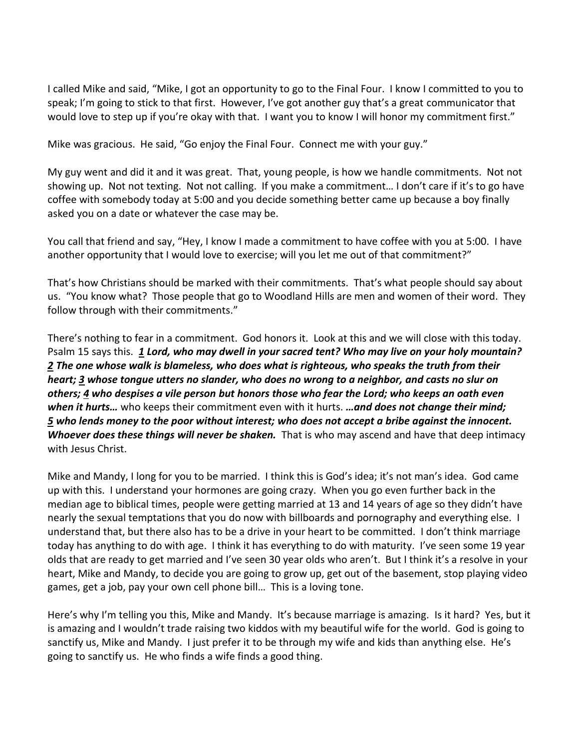I called Mike and said, "Mike, I got an opportunity to go to the Final Four. I know I committed to you to speak; I'm going to stick to that first. However, I've got another guy that's a great communicator that would love to step up if you're okay with that. I want you to know I will honor my commitment first."

Mike was gracious. He said, "Go enjoy the Final Four. Connect me with your guy."

My guy went and did it and it was great. That, young people, is how we handle commitments. Not not showing up. Not not texting. Not not calling. If you make a commitment… I don't care if it's to go have coffee with somebody today at 5:00 and you decide something better came up because a boy finally asked you on a date or whatever the case may be.

You call that friend and say, "Hey, I know I made a commitment to have coffee with you at 5:00. I have another opportunity that I would love to exercise; will you let me out of that commitment?"

That's how Christians should be marked with their commitments. That's what people should say about us. "You know what? Those people that go to Woodland Hills are men and women of their word. They follow through with their commitments."

There's nothing to fear in a commitment. God honors it. Look at this and we will close with this today. Psalm 15 says this. ***1** Lord, who may dwell in your sacred tent? Who may live on your holy mountain? **2** The one whose walk is blameless, who does what is righteous, who speaks the truth from their heart; **3** whose tongue utters no slander, who does no wrong to a neighbor, and casts no slur on others; **4** who despises a vile person but honors those who fear the Lord; who keeps an oath even when it hurts…* who keeps their commitment even with it hurts. ***…and does not change their mind; 5 who lends money to the poor without interest; who does not accept a bribe against the innocent. Whoever does these things will never be shaken.*** That is who may ascend and have that deep intimacy with Jesus Christ.

Mike and Mandy, I long for you to be married. I think this is God's idea; it's not man's idea. God came up with this. I understand your hormones are going crazy. When you go even further back in the median age to biblical times, people were getting married at 13 and 14 years of age so they didn't have nearly the sexual temptations that you do now with billboards and pornography and everything else. I understand that, but there also has to be a drive in your heart to be committed. I don't think marriage today has anything to do with age. I think it has everything to do with maturity. I've seen some 19 year olds that are ready to get married and I've seen 30 year olds who aren't. But I think it's a resolve in your heart, Mike and Mandy, to decide you are going to grow up, get out of the basement, stop playing video games, get a job, pay your own cell phone bill… This is a loving tone.

Here's why I'm telling you this, Mike and Mandy. It's because marriage is amazing. Is it hard? Yes, but it is amazing and I wouldn't trade raising two kiddos with my beautiful wife for the world. God is going to sanctify us, Mike and Mandy. I just prefer it to be through my wife and kids than anything else. He's going to sanctify us. He who finds a wife finds a good thing.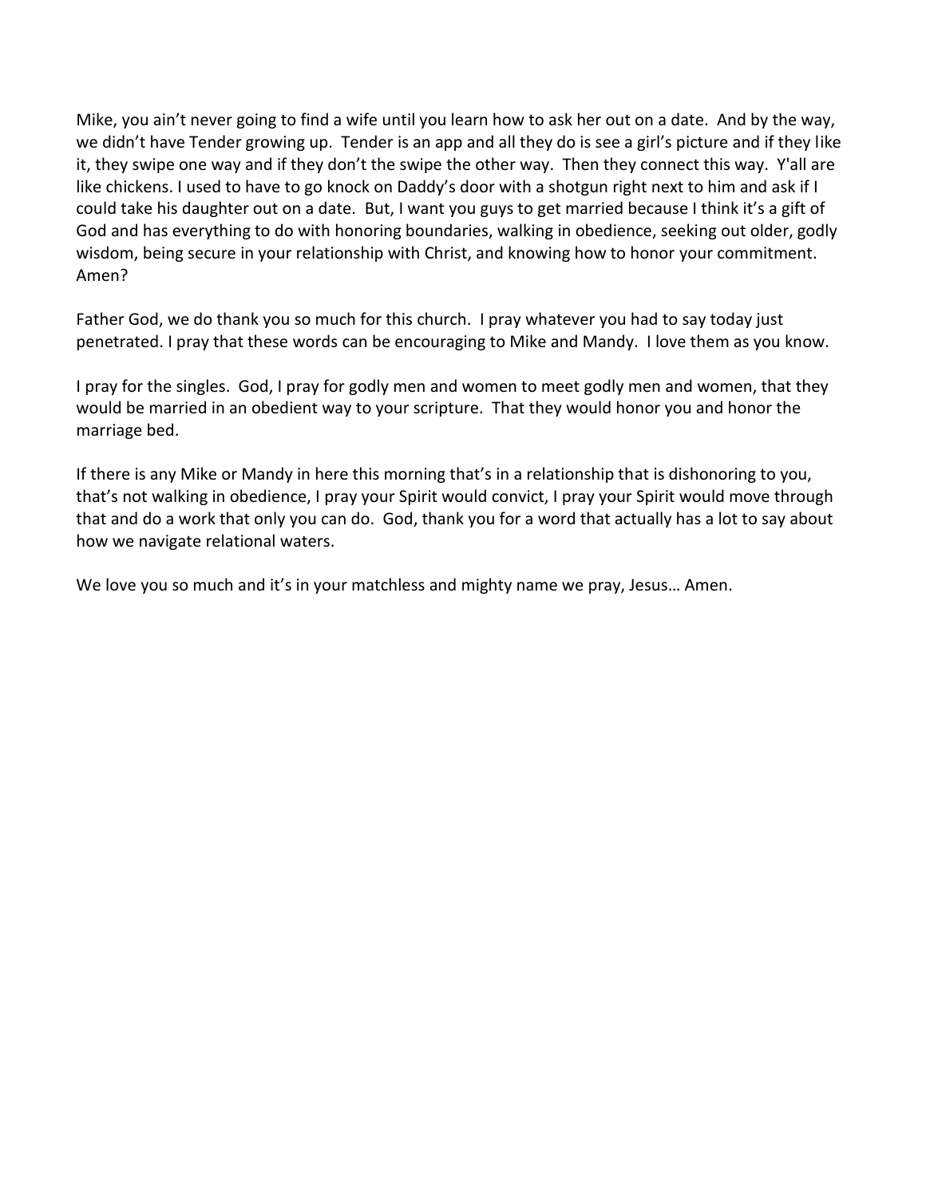Mike, you ain't never going to find a wife until you learn how to ask her out on a date. And by the way, we didn't have Tender growing up. Tender is an app and all they do is see a girl's picture and if they like it, they swipe one way and if they don't the swipe the other way. Then they connect this way. Y'all are like chickens. I used to have to go knock on Daddy's door with a shotgun right next to him and ask if I could take his daughter out on a date. But, I want you guys to get married because I think it's a gift of God and has everything to do with honoring boundaries, walking in obedience, seeking out older, godly wisdom, being secure in your relationship with Christ, and knowing how to honor your commitment. Amen?

Father God, we do thank you so much for this church. I pray whatever you had to say today just penetrated. I pray that these words can be encouraging to Mike and Mandy. I love them as you know.

I pray for the singles. God, I pray for godly men and women to meet godly men and women, that they would be married in an obedient way to your scripture. That they would honor you and honor the marriage bed.

If there is any Mike or Mandy in here this morning that's in a relationship that is dishonoring to you, that's not walking in obedience, I pray your Spirit would convict, I pray your Spirit would move through that and do a work that only you can do. God, thank you for a word that actually has a lot to say about how we navigate relational waters.

We love you so much and it's in your matchless and mighty name we pray, Jesus… Amen.